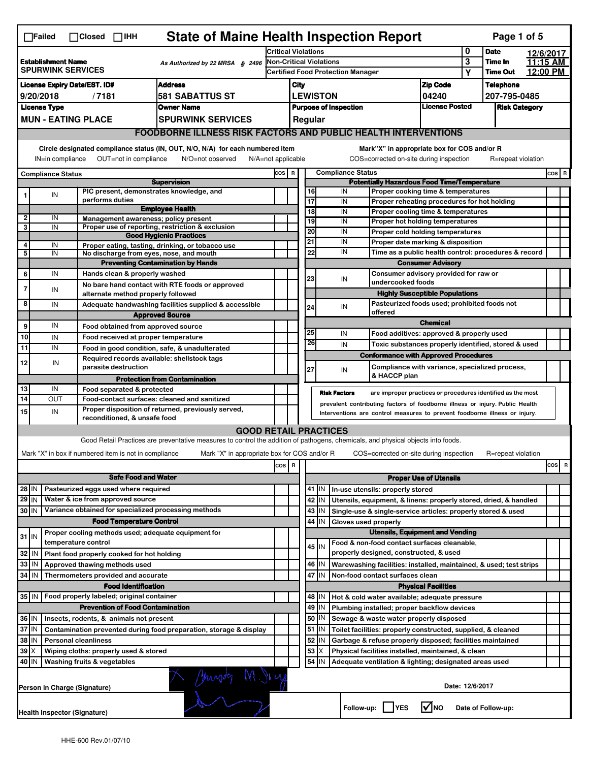☐Failed ☐Closed ☐IHH

# State of Maine Health Inspection Report

| | | | | | |
|---|---|---|---|---|---|
| **Establishment Name** SPURWINK SERVICES | As Authorized by 22 MRSA § 2496 | Critical Violations | 0 | **Date** | 12/6/2017 |
| | | Non-Critical Violations | 3 | **Time In** | 11:15 AM |
| | | Certified Food Protection Manager | Y | **Time Out** | 12:00 PM |
| **License Expiry Date/EST. ID#** 9/20/2018 / 7181 | **Address** 581 SABATTUS ST | **City** LEWISTON | **Zip Code** 04240 | **Telephone** 207-795-0485 | |
| **License Type** MUN - EATING PLACE | **Owner Name** SPURWINK SERVICES | **Purpose of Inspection** Regular | **License Posted** | **Risk Category** | |

## FOODBORNE ILLNESS RISK FACTORS AND PUBLIC HEALTH INTERVENTIONS

Circle designated compliance status (IN, OUT, N/O, N/A) for each numbered item — IN=in compliance OUT=not in compliance N/O=not observed N/A=not applicable

Mark"X" in appropriate box for COS and/or R — COS=corrected on-site during inspection R=repeat violation

| # | Compliance Status | Item | COS | R |
|---|---|---|---|---|
| | | **Supervision** | | |
| 1 | IN | PIC present, demonstrates knowledge, and performs duties | | |
| | | **Employee Health** | | |
| 2 | IN | Management awareness; policy present | | |
| 3 | IN | Proper use of reporting, restriction & exclusion | | |
| | | **Good Hygienic Practices** | | |
| 4 | IN | Proper eating, tasting, drinking, or tobacco use | | |
| 5 | IN | No discharge from eyes, nose, and mouth | | |
| | | **Preventing Contamination by Hands** | | |
| 6 | IN | Hands clean & properly washed | | |
| 7 | IN | No bare hand contact with RTE foods or approved alternate method properly followed | | |
| 8 | IN | Adequate handwashing facilities supplied & accessible | | |
| | | **Approved Source** | | |
| 9 | IN | Food obtained from approved source | | |
| 10 | IN | Food received at proper temperature | | |
| 11 | IN | Food in good condition, safe, & unadulterated | | |
| 12 | IN | Required records available: shellstock tags parasite destruction | | |
| | | **Protection from Contamination** | | |
| 13 | IN | Food separated & protected | | |
| 14 | OUT | Food-contact surfaces: cleaned and sanitized | | |
| 15 | IN | Proper disposition of returned, previously served, reconditioned, & unsafe food | | |
| | | **Potentially Hazardous Food Time/Temperature** | | |
| 16 | IN | Proper cooking time & temperatures | | |
| 17 | IN | Proper reheating procedures for hot holding | | |
| 18 | IN | Proper cooling time & temperatures | | |
| 19 | IN | Proper hot holding temperatures | | |
| 20 | IN | Proper cold holding temperatures | | |
| 21 | IN | Proper date marking & disposition | | |
| 22 | IN | Time as a public health control: procedures & record | | |
| | | **Consumer Advisory** | | |
| 23 | IN | Consumer advisory provided for raw or undercooked foods | | |
| | | **Highly Susceptible Populations** | | |
| 24 | IN | Pasteurized foods used; prohibited foods not offered | | |
| | | **Chemical** | | |
| 25 | IN | Food additives: approved & properly used | | |
| 26 | IN | Toxic substances properly identified, stored & used | | |
| | | **Conformance with Approved Procedures** | | |
| 27 | IN | Compliance with variance, specialized process, & HACCP plan | | |

**Risk Factors** are improper practices or procedures identified as the most prevalent contributing factors of foodborne illness or injury. Public Health Interventions are control measures to prevent foodborne illness or injury.

## GOOD RETAIL PRACTICES

Good Retail Practices are preventative measures to control the addition of pathogens, chemicals, and physical objects into foods.

Mark "X" in box if numbered item is not in compliance — Mark "X" in appropriate box for COS and/or R — COS=corrected on-site during inspection R=repeat violation

| # | Status | Item | COS | R |
|---|---|---|---|---|
| | | **Safe Food and Water** | | |
| 28 | IN | Pasteurized eggs used where required | | |
| 29 | IN | Water & ice from approved source | | |
| 30 | IN | Variance obtained for specialized processing methods | | |
| | | **Food Temperature Control** | | |
| 31 | IN | Proper cooling methods used; adequate equipment for temperature control | | |
| 32 | IN | Plant food properly cooked for hot holding | | |
| 33 | IN | Approved thawing methods used | | |
| 34 | IN | Thermometers provided and accurate | | |
| | | **Food Identification** | | |
| 35 | IN | Food properly labeled; original container | | |
| | | **Prevention of Food Contamination** | | |
| 36 | IN | Insects, rodents, & animals not present | | |
| 37 | IN | Contamination prevented during food preparation, storage & display | | |
| 38 | IN | Personal cleanliness | | |
| 39 | X | Wiping cloths: properly used & stored | | |
| 40 | IN | Washing fruits & vegetables | | |
| | | **Proper Use of Utensils** | | |
| 41 | IN | In-use utensils: properly stored | | |
| 42 | IN | Utensils, equipment, & linens: properly stored, dried, & handled | | |
| 43 | IN | Single-use & single-service articles: properly stored & used | | |
| 44 | IN | Gloves used properly | | |
| | | **Utensils, Equipment and Vending** | | |
| 45 | IN | Food & non-food contact surfaces cleanable, properly designed, constructed, & used | | |
| 46 | IN | Warewashing facilities: installed, maintained, & used; test strips | | |
| 47 | IN | Non-food contact surfaces clean | | |
| | | **Physical Facilities** | | |
| 48 | IN | Hot & cold water available; adequate pressure | | |
| 49 | IN | Plumbing installed; proper backflow devices | | |
| 50 | IN | Sewage & waste water properly disposed | | |
| 51 | IN | Toilet facilities: properly constructed, supplied, & cleaned | | |
| 52 | IN | Garbage & refuse properly disposed; facilities maintained | | |
| 53 | X | Physical facilities installed, maintained, & clean | | |
| 54 | IN | Adequate ventilation & lighting; designated areas used | | |

Person in Charge (Signature): [signature]

Date: 12/6/2017

Health Inspector (Signature): [signature]

Follow-up: ☐ YES ☑ NO Date of Follow-up:

HHE-600 Rev.01/07/10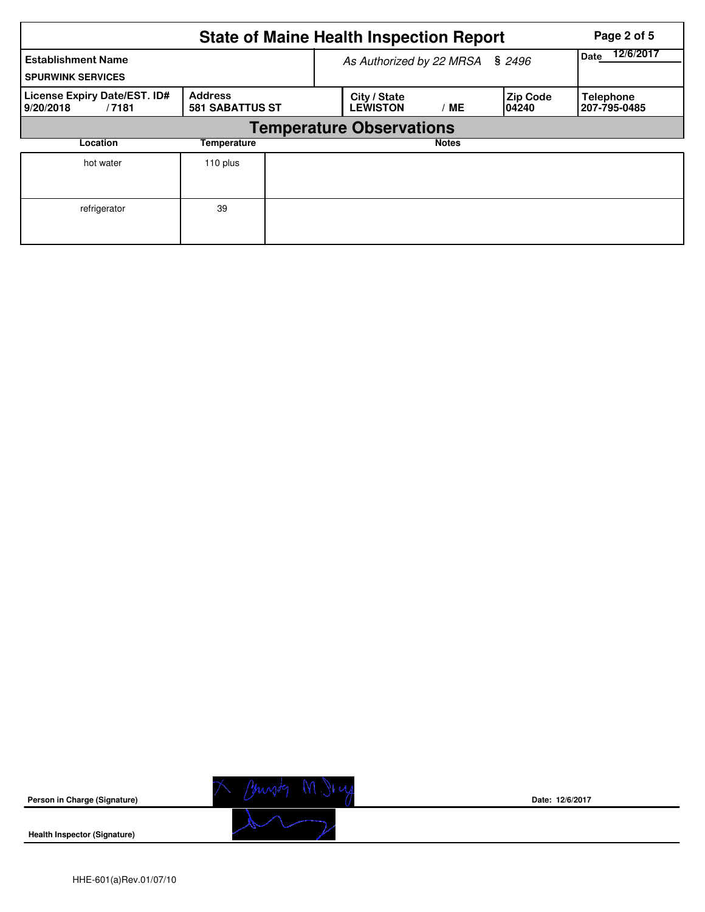# State of Maine Health Inspection Report

| Establishment Name | As Authorized by 22 MRSA § 2496 | Date 12/6/2017 |
|---|---|---|
| SPURWINK SERVICES | | |

| License Expiry Date/EST. ID# | Address | City / State | Zip Code | Telephone |
|---|---|---|---|---|
| 9/20/2018 / 7181 | 581 SABATTUS ST | LEWISTON / ME | 04240 | 207-795-0485 |

## Temperature Observations

| Location | Temperature | Notes |
|---|---|---|
| hot water | 110 plus | |
| refrigerator | 39 | |

**Person in Charge (Signature)** Date: 12/6/2017

**Health Inspector (Signature)**

HHE-601(a)Rev.01/07/10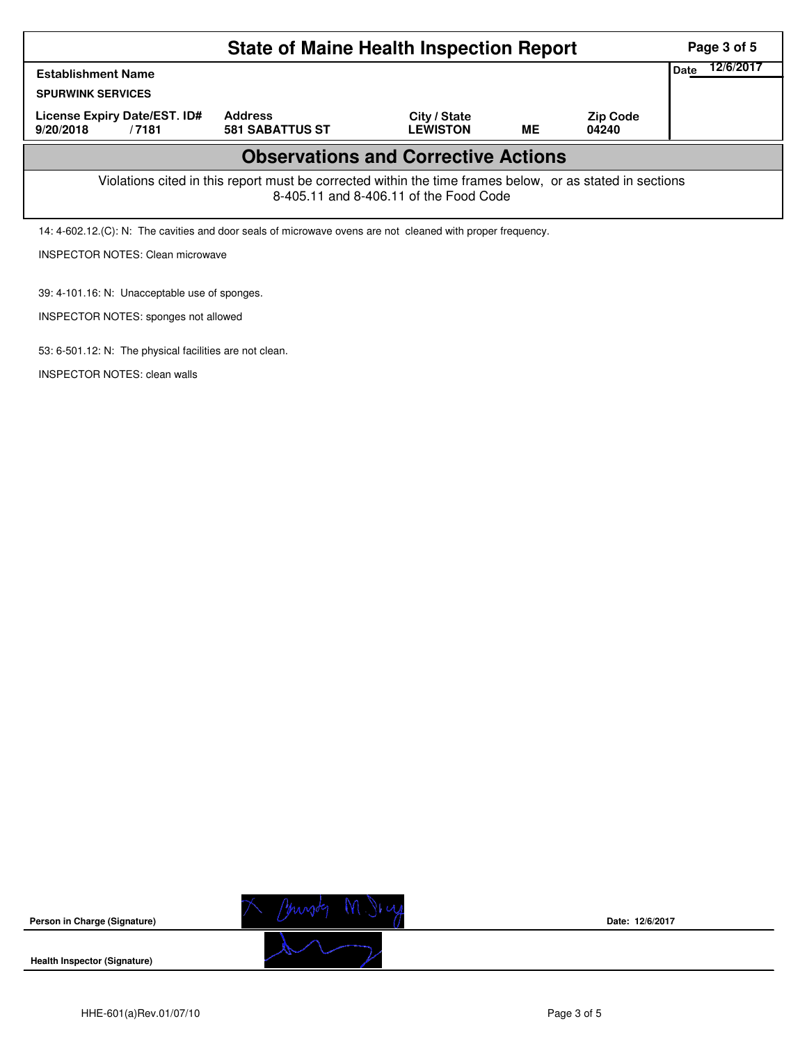# State of Maine Health Inspection Report

| Establishment Name | | | | | Date 12/6/2017 |
|---|---|---|---|---|---|
| SPURWINK SERVICES | | | | | |
| License Expiry Date/EST. ID# | | Address | City / State | | Zip Code |
| 9/20/2018 | / 7181 | 581 SABATTUS ST | LEWISTON | ME | 04240 |

## Observations and Corrective Actions

Violations cited in this report must be corrected within the time frames below, or as stated in sections 8-405.11 and 8-406.11 of the Food Code

14: 4-602.12.(C): N: The cavities and door seals of microwave ovens are not cleaned with proper frequency.

INSPECTOR NOTES: Clean microwave

39: 4-101.16: N: Unacceptable use of sponges.

INSPECTOR NOTES: sponges not allowed

53: 6-501.12: N: The physical facilities are not clean.

INSPECTOR NOTES: clean walls

**Person in Charge (Signature)** Date: 12/6/2017

**Health Inspector (Signature)**

HHE-601(a)Rev.01/07/10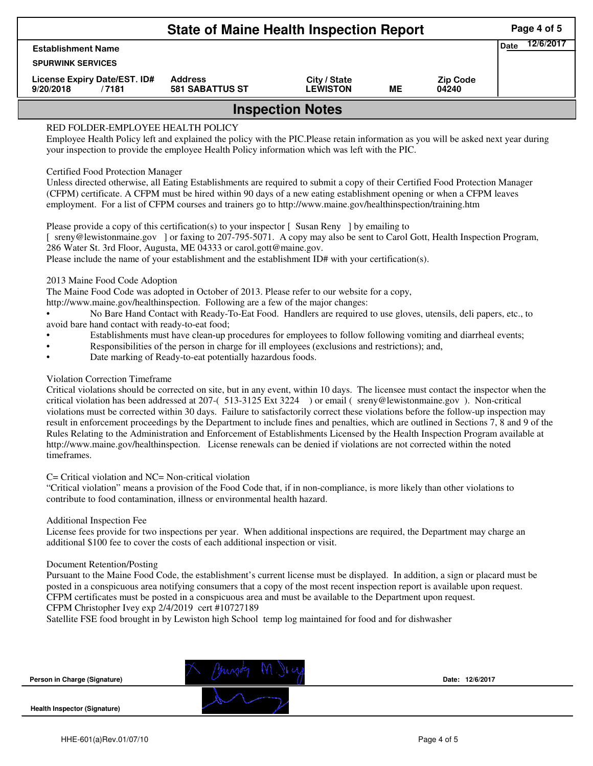# State of Maine Health Inspection Report

| Establishment Name | | | | | Date 12/6/2017 |
|---|---|---|---|---|---|
| SPURWINK SERVICES | | | | | |
| License Expiry Date/EST. ID# | Address | City / State | | Zip Code | |
| 9/20/2018 / 7181 | 581 SABATTUS ST | LEWISTON | ME | 04240 | |

## Inspection Notes

RED FOLDER-EMPLOYEE HEALTH POLICY
Employee Health Policy left and explained the policy with the PIC.Please retain information as you will be asked next year during your inspection to provide the employee Health Policy information which was left with the PIC.

Certified Food Protection Manager
Unless directed otherwise, all Eating Establishments are required to submit a copy of their Certified Food Protection Manager (CFPM) certificate. A CFPM must be hired within 90 days of a new eating establishment opening or when a CFPM leaves employment. For a list of CFPM courses and trainers go to http://www.maine.gov/healthinspection/training.htm

Please provide a copy of this certification(s) to your inspector [ Susan Reny ] by emailing to
[ sreny@lewistonmaine.gov ] or faxing to 207-795-5071. A copy may also be sent to Carol Gott, Health Inspection Program, 286 Water St. 3rd Floor, Augusta, ME 04333 or carol.gott@maine.gov.
Please include the name of your establishment and the establishment ID# with your certification(s).

2013 Maine Food Code Adoption
The Maine Food Code was adopted in October of 2013. Please refer to our website for a copy,
http://www.maine.gov/healthinspection. Following are a few of the major changes:

- No Bare Hand Contact with Ready-To-Eat Food. Handlers are required to use gloves, utensils, deli papers, etc., to avoid bare hand contact with ready-to-eat food;
- Establishments must have clean-up procedures for employees to follow following vomiting and diarrheal events;
- Responsibilities of the person in charge for ill employees (exclusions and restrictions); and,
- Date marking of Ready-to-eat potentially hazardous foods.

Violation Correction Timeframe
Critical violations should be corrected on site, but in any event, within 10 days. The licensee must contact the inspector when the critical violation has been addressed at 207-( 513-3125 Ext 3224 ) or email ( sreny@lewistonmaine.gov ). Non-critical violations must be corrected within 30 days. Failure to satisfactorily correct these violations before the follow-up inspection may result in enforcement proceedings by the Department to include fines and penalties, which are outlined in Sections 7, 8 and 9 of the Rules Relating to the Administration and Enforcement of Establishments Licensed by the Health Inspection Program available at http://www.maine.gov/healthinspection. License renewals can be denied if violations are not corrected within the noted timeframes.

C= Critical violation and NC= Non-critical violation
"Critical violation" means a provision of the Food Code that, if in non-compliance, is more likely than other violations to contribute to food contamination, illness or environmental health hazard.

Additional Inspection Fee
License fees provide for two inspections per year. When additional inspections are required, the Department may charge an additional $100 fee to cover the costs of each additional inspection or visit.

Document Retention/Posting
Pursuant to the Maine Food Code, the establishment's current license must be displayed. In addition, a sign or placard must be posted in a conspicuous area notifying consumers that a copy of the most recent inspection report is available upon request. CFPM certificates must be posted in a conspicuous area and must be available to the Department upon request.
CFPM Christopher Ivey exp 2/4/2019 cert #10727189
Satellite FSE food brought in by Lewiston high School temp log maintained for food and for dishwasher

Person in Charge (Signature) — Date: 12/6/2017

Health Inspector (Signature)

HHE-601(a)Rev.01/07/10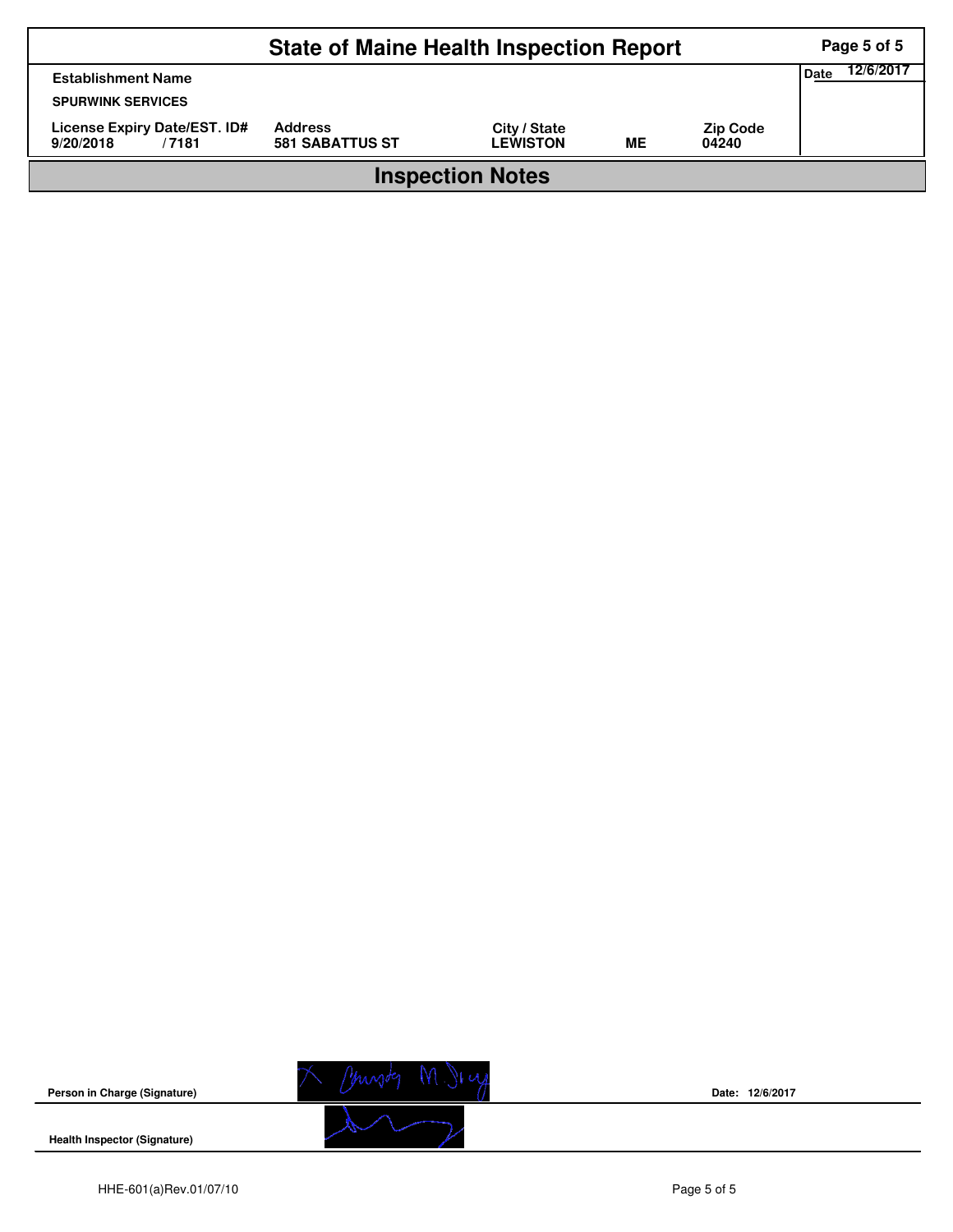# State of Maine Health Inspection Report

| Establishment Name | | | | | Date 12/6/2017 |
|---|---|---|---|---|---|
| SPURWINK SERVICES | | | | | |
| License Expiry Date/EST. ID# | | Address | City / State | | Zip Code |
| 9/20/2018 | / 7181 | 581 SABATTUS ST | LEWISTON | ME | 04240 |

## Inspection Notes

**Person in Charge (Signature)**

**Date:** 12/6/2017

**Health Inspector (Signature)**

HHE-601(a)Rev.01/07/10